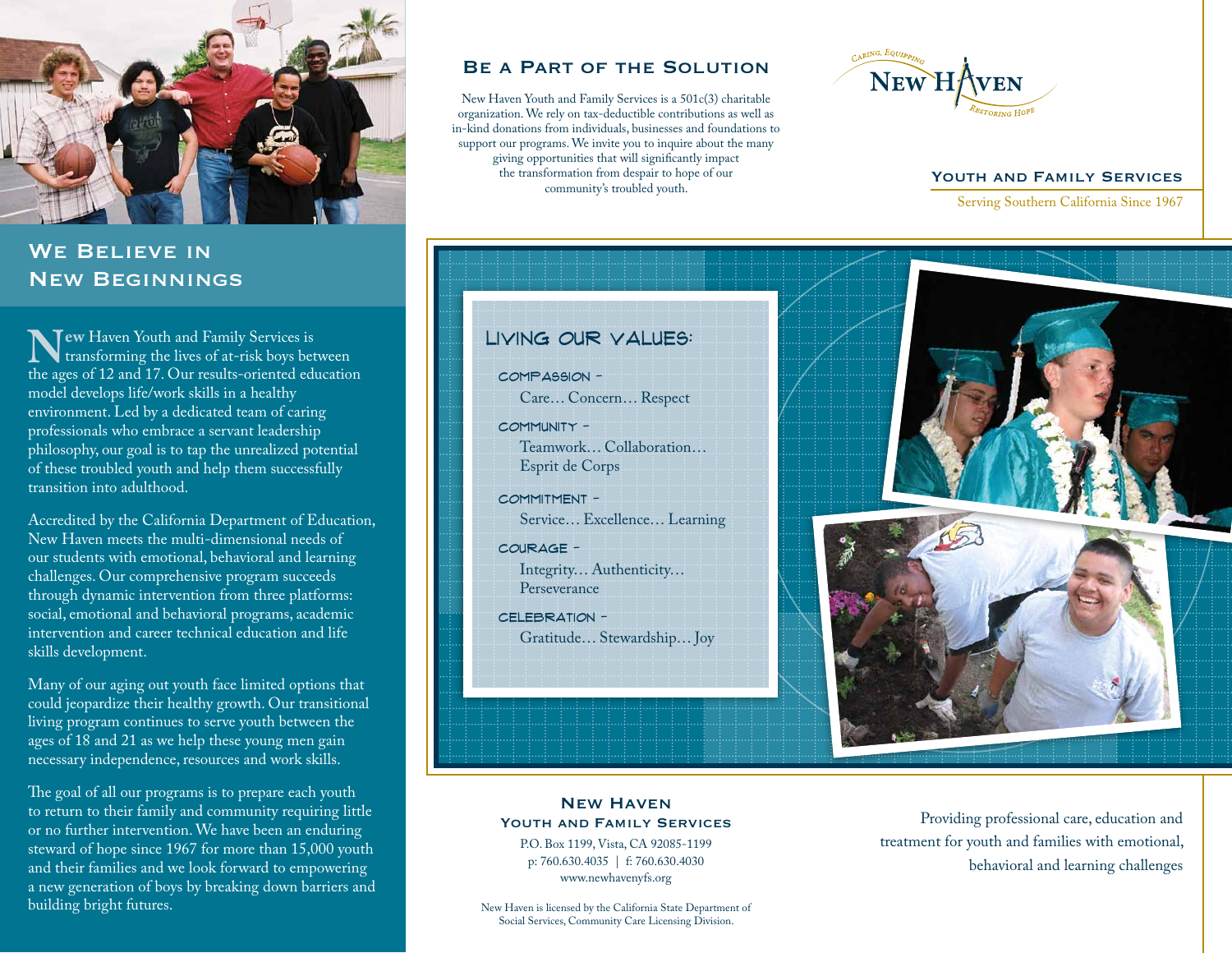## We Believe in New Beginnings

New Haven Youth and Family Services is transforming the lives of at-risk boys between the ages of 12 and 17. Our results-oriented education model develops life/work skills in a healthy environment. Led by a dedicated team of caring professionals who embrace a servant leadership philosophy, our goal is to tap the unrealized potential of these troubled youth and help them successfully transition into adulthood.

Accredited by the California Department of Education, New Haven meets the multi-dimensional needs of our students with emotional, behavioral and learning challenges. Our comprehensive program succeeds through dynamic intervention from three platforms: social, emotional and behavioral programs, academic intervention and career technical education and life skills development.

Many of our aging out youth face limited options that could jeopardize their healthy growth. Our transitional living program continues to serve youth between the ages of 18 and 21 as we help these young men gain necessary independence, resources and work skills.

The goal of all our programs is to prepare each youth to return to their family and community requiring little or no further intervention. We have been an enduring steward of hope since 1967 for more than 15,000 youth and their families and we look forward to empowering a new generation of boys by breaking down barriers and building bright futures.

## Be a Part of the Solution

New Haven Youth and Family Services is a 501c(3) charitable organization. We rely on tax-deductible contributions as well as in-kind donations from individuals, businesses and foundations to support our programs. We invite you to inquire about the many giving opportunities that will significantly impact the transformation from despair to hope of our community's troubled youth.

Caring, Equipping
New Haven
Restoring Hope

### Youth and Family Services

Serving Southern California Since 1967

### Living Our Values:

**Compassion –**
Care… Concern… Respect

**Community –**
Teamwork… Collaboration… Esprit de Corps

**Commitment –**
Service… Excellence… Learning

**Courage –**
Integrity… Authenticity… Perseverance

**Celebration –**
Gratitude… Stewardship… Joy

**New Haven**
**Youth and Family Services**

P.O. Box 1199, Vista, CA 92085-1199
p: 760.630.4035 | f: 760.630.4030
www.newhavenyfs.org

New Haven is licensed by the California State Department of Social Services, Community Care Licensing Division.

Providing professional care, education and treatment for youth and families with emotional, behavioral and learning challenges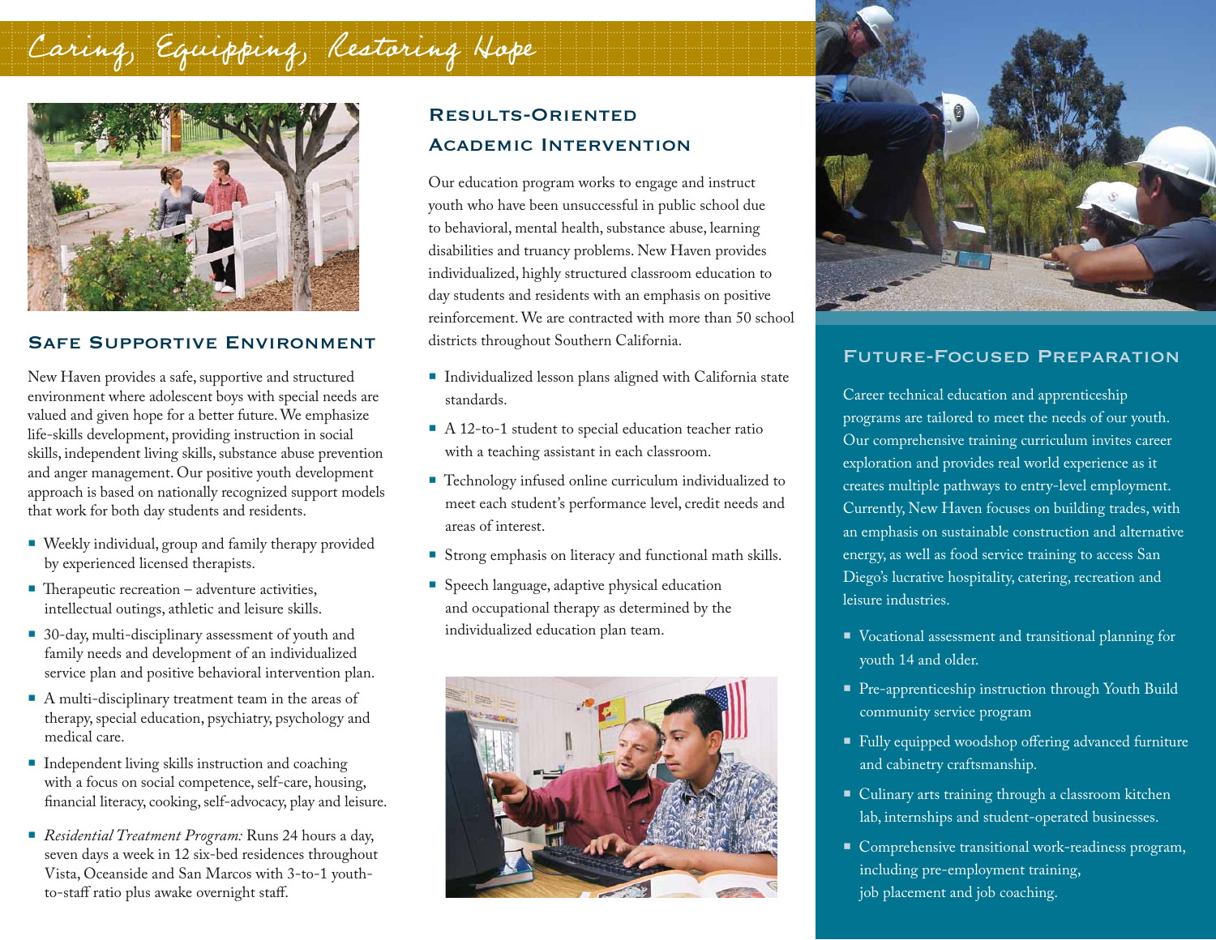# Caring, Equipping, Restoring Hope

## Safe Supportive Environment

New Haven provides a safe, supportive and structured environment where adolescent boys with special needs are valued and given hope for a better future. We emphasize life-skills development, providing instruction in social skills, independent living skills, substance abuse prevention and anger management. Our positive youth development approach is based on nationally recognized support models that work for both day students and residents.

- Weekly individual, group and family therapy provided by experienced licensed therapists.
- Therapeutic recreation – adventure activities, intellectual outings, athletic and leisure skills.
- 30-day, multi-disciplinary assessment of youth and family needs and development of an individualized service plan and positive behavioral intervention plan.
- A multi-disciplinary treatment team in the areas of therapy, special education, psychiatry, psychology and medical care.
- Independent living skills instruction and coaching with a focus on social competence, self-care, housing, financial literacy, cooking, self-advocacy, play and leisure.
- *Residential Treatment Program:* Runs 24 hours a day, seven days a week in 12 six-bed residences throughout Vista, Oceanside and San Marcos with 3-to-1 youth-to-staff ratio plus awake overnight staff.

## Results-Oriented Academic Intervention

Our education program works to engage and instruct youth who have been unsuccessful in public school due to behavioral, mental health, substance abuse, learning disabilities and truancy problems. New Haven provides individualized, highly structured classroom education to day students and residents with an emphasis on positive reinforcement. We are contracted with more than 50 school districts throughout Southern California.

- Individualized lesson plans aligned with California state standards.
- A 12-to-1 student to special education teacher ratio with a teaching assistant in each classroom.
- Technology infused online curriculum individualized to meet each student's performance level, credit needs and areas of interest.
- Strong emphasis on literacy and functional math skills.
- Speech language, adaptive physical education and occupational therapy as determined by the individualized education plan team.

## Future-Focused Preparation

Career technical education and apprenticeship programs are tailored to meet the needs of our youth. Our comprehensive training curriculum invites career exploration and provides real world experience as it creates multiple pathways to entry-level employment. Currently, New Haven focuses on building trades, with an emphasis on sustainable construction and alternative energy, as well as food service training to access San Diego's lucrative hospitality, catering, recreation and leisure industries.

- Vocational assessment and transitional planning for youth 14 and older.
- Pre-apprenticeship instruction through Youth Build community service program
- Fully equipped woodshop offering advanced furniture and cabinetry craftsmanship.
- Culinary arts training through a classroom kitchen lab, internships and student-operated businesses.
- Comprehensive transitional work-readiness program, including pre-employment training, job placement and job coaching.